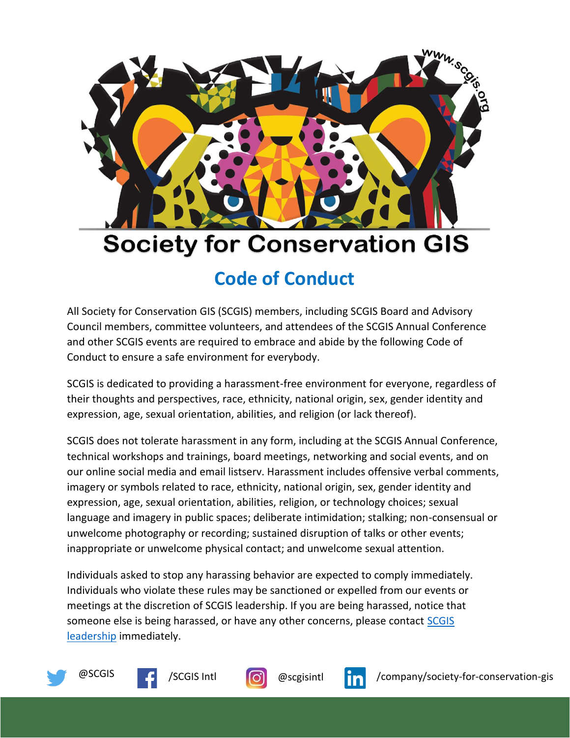# Society for Conservation GIS

## Code of Conduct

All Society for Conservation GIS (SCGIS) members, including SCGIS Board and Advisory Council members, committee volunteers, and attendees of the SCGIS Annual Conference and other SCGIS events are required to embrace and abide by the following Code of Conduct to ensure a safe environment for everybody.

SCGIS is dedicated to providing a harassment-free environment for everyone, regardless of their thoughts and perspectives, race, ethnicity, national origin, sex, gender identity and expression, age, sexual orientation, abilities, and religion (or lack thereof).

SCGIS does not tolerate harassment in any form, including at the SCGIS Annual Conference, technical workshops and trainings, board meetings, networking and social events, and on our online social media and email listserv. Harassment includes offensive verbal comments, imagery or symbols related to race, ethnicity, national origin, sex, gender identity and expression, age, sexual orientation, abilities, religion, or technology choices; sexual language and imagery in public spaces; deliberate intimidation; stalking; non-consensual or unwelcome photography or recording; sustained disruption of talks or other events; inappropriate or unwelcome physical contact; and unwelcome sexual attention.

Individuals asked to stop any harassing behavior are expected to comply immediately. Individuals who violate these rules may be sanctioned or expelled from our events or meetings at the discretion of SCGIS leadership. If you are being harassed, notice that someone else is being harassed, or have any other concerns, please contact SCGIS leadership immediately.

@SCGIS /SCGIS Intl @scgisintl /company/society-for-conservation-gis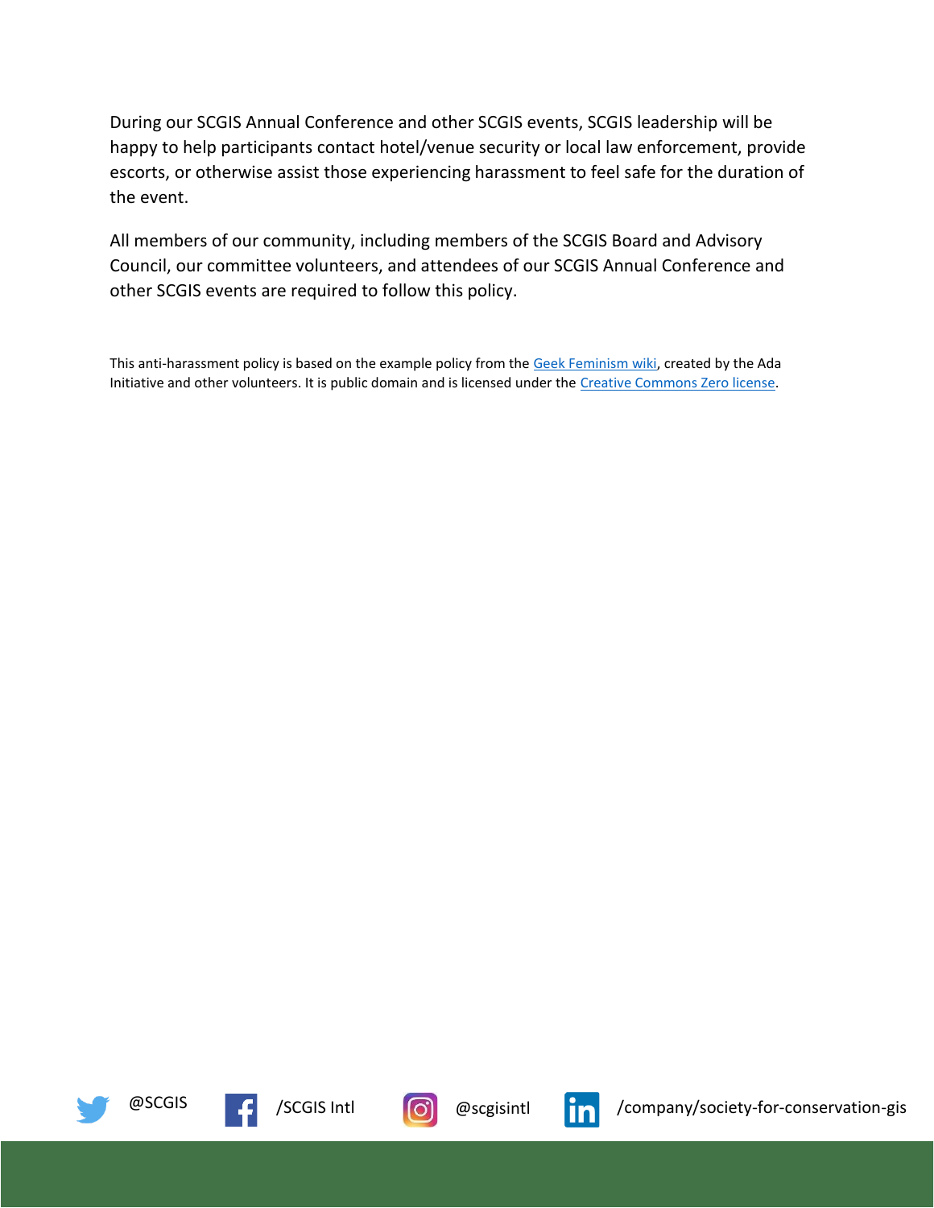During our SCGIS Annual Conference and other SCGIS events, SCGIS leadership will be happy to help participants contact hotel/venue security or local law enforcement, provide escorts, or otherwise assist those experiencing harassment to feel safe for the duration of the event.

All members of our community, including members of the SCGIS Board and Advisory Council, our committee volunteers, and attendees of our SCGIS Annual Conference and other SCGIS events are required to follow this policy.

This anti-harassment policy is based on the example policy from the Geek Feminism wiki, created by the Ada Initiative and other volunteers. It is public domain and is licensed under the Creative Commons Zero license.

@SCGIS /SCGIS Intl @scgisintl /company/society-for-conservation-gis